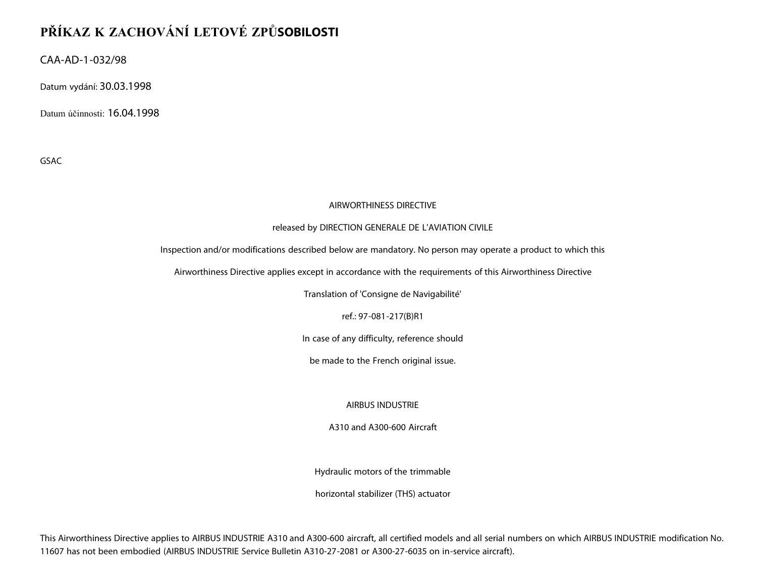# PŘÍKAZ K ZACHOVÁNÍ LETOVÉ ZPŮSOBILOSTI

CAA-AD-1-032/98

Datum vydání: 30.03.1998

Datum účinnosti: 16.04.1998

GSAC

AIRWORTHINESS DIRECTIVE

released by DIRECTION GENERALE DE L'AVIATION CIVILE

Inspection and/or modifications described below are mandatory. No person may operate a product to which this

Airworthiness Directive applies except in accordance with the requirements of this Airworthiness Directive

Translation of 'Consigne de Navigabilité'

ref.: 97-081-217(B)R1

In case of any difficulty, reference should

be made to the French original issue.

AIRBUS INDUSTRIE

A310 and A300-600 Aircraft

Hydraulic motors of the trimmable

horizontal stabilizer (THS) actuator

This Airworthiness Directive applies to AIRBUS INDUSTRIE A310 and A300-600 aircraft, all certified models and all serial numbers on which AIRBUS INDUSTRIE modification No. 11607 has not been embodied (AIRBUS INDUSTRIE Service Bulletin A310-27-2081 or A300-27-6035 on in-service aircraft).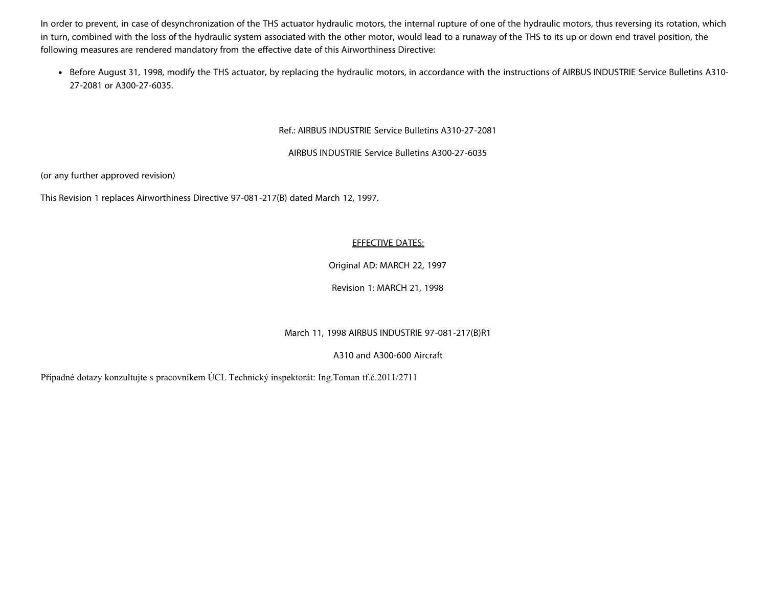In order to prevent, in case of desynchronization of the THS actuator hydraulic motors, the internal rupture of one of the hydraulic motors, thus reversing its rotation, which in turn, combined with the loss of the hydraulic system associated with the other motor, would lead to a runaway of the THS to its up or down end travel position, the following measures are rendered mandatory from the effective date of this Airworthiness Directive:

- Before August 31, 1998, modify the THS actuator, by replacing the hydraulic motors, in accordance with the instructions of AIRBUS INDUSTRIE Service Bulletins A310-27-2081 or A300-27-6035.

Ref.: AIRBUS INDUSTRIE Service Bulletins A310-27-2081

AIRBUS INDUSTRIE Service Bulletins A300-27-6035

(or any further approved revision)

This Revision 1 replaces Airworthiness Directive 97-081-217(B) dated March 12, 1997.

EFFECTIVE DATES:

Original AD: MARCH 22, 1997

Revision 1: MARCH 21, 1998

March 11, 1998 AIRBUS INDUSTRIE 97-081-217(B)R1

A310 and A300-600 Aircraft

Případné dotazy konzultujte s pracovníkem ÚCL Technický inspektorát: Ing.Toman tf.č.2011/2711